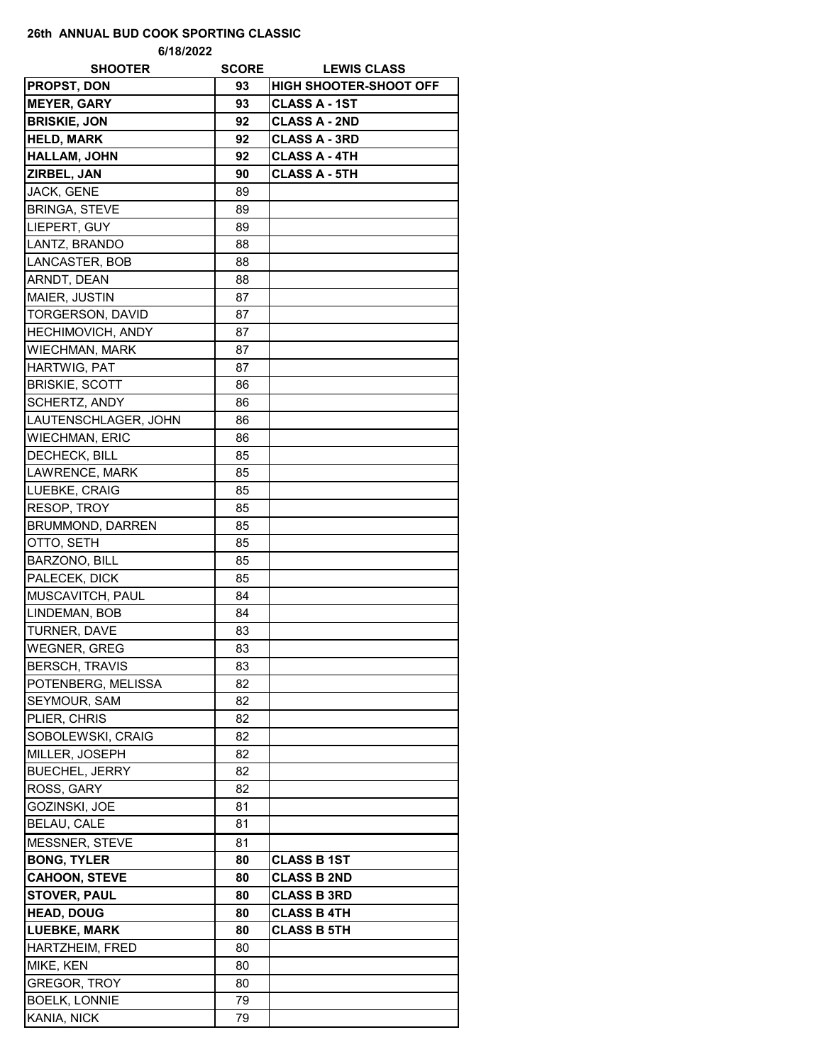**26th ANNUAL BUD COOK SPORTING CLASSIC**

**6/18/2022**

| SHOOTER | SCORE | LEWIS CLASS |
|---|---|---|
| **PROPST, DON** | **93** | **HIGH SHOOTER-SHOOT OFF** |
| **MEYER, GARY** | **93** | **CLASS A - 1ST** |
| **BRISKIE, JON** | **92** | **CLASS A - 2ND** |
| **HELD, MARK** | **92** | **CLASS A - 3RD** |
| **HALLAM, JOHN** | **92** | **CLASS A - 4TH** |
| **ZIRBEL, JAN** | **90** | **CLASS A - 5TH** |
| JACK, GENE | 89 | |
| BRINGA, STEVE | 89 | |
| LIEPERT, GUY | 89 | |
| LANTZ, BRANDO | 88 | |
| LANCASTER, BOB | 88 | |
| ARNDT, DEAN | 88 | |
| MAIER, JUSTIN | 87 | |
| TORGERSON, DAVID | 87 | |
| HECHIMOVICH, ANDY | 87 | |
| WIECHMAN, MARK | 87 | |
| HARTWIG, PAT | 87 | |
| BRISKIE, SCOTT | 86 | |
| SCHERTZ, ANDY | 86 | |
| LAUTENSCHLAGER, JOHN | 86 | |
| WIECHMAN, ERIC | 86 | |
| DECHECK, BILL | 85 | |
| LAWRENCE, MARK | 85 | |
| LUEBKE, CRAIG | 85 | |
| RESOP, TROY | 85 | |
| BRUMMOND, DARREN | 85 | |
| OTTO, SETH | 85 | |
| BARZONO, BILL | 85 | |
| PALECEK, DICK | 85 | |
| MUSCAVITCH, PAUL | 84 | |
| LINDEMAN, BOB | 84 | |
| TURNER, DAVE | 83 | |
| WEGNER, GREG | 83 | |
| BERSCH, TRAVIS | 83 | |
| POTENBERG, MELISSA | 82 | |
| SEYMOUR, SAM | 82 | |
| PLIER, CHRIS | 82 | |
| SOBOLEWSKI, CRAIG | 82 | |
| MILLER, JOSEPH | 82 | |
| BUECHEL, JERRY | 82 | |
| ROSS, GARY | 82 | |
| GOZINSKI, JOE | 81 | |
| BELAU, CALE | 81 | |
| MESSNER, STEVE | 81 | |
| **BONG, TYLER** | **80** | **CLASS B 1ST** |
| **CAHOON, STEVE** | **80** | **CLASS B 2ND** |
| **STOVER, PAUL** | **80** | **CLASS B 3RD** |
| **HEAD, DOUG** | **80** | **CLASS B 4TH** |
| **LUEBKE, MARK** | **80** | **CLASS B 5TH** |
| HARTZHEIM, FRED | 80 | |
| MIKE, KEN | 80 | |
| GREGOR, TROY | 80 | |
| BOELK, LONNIE | 79 | |
| KANIA, NICK | 79 | |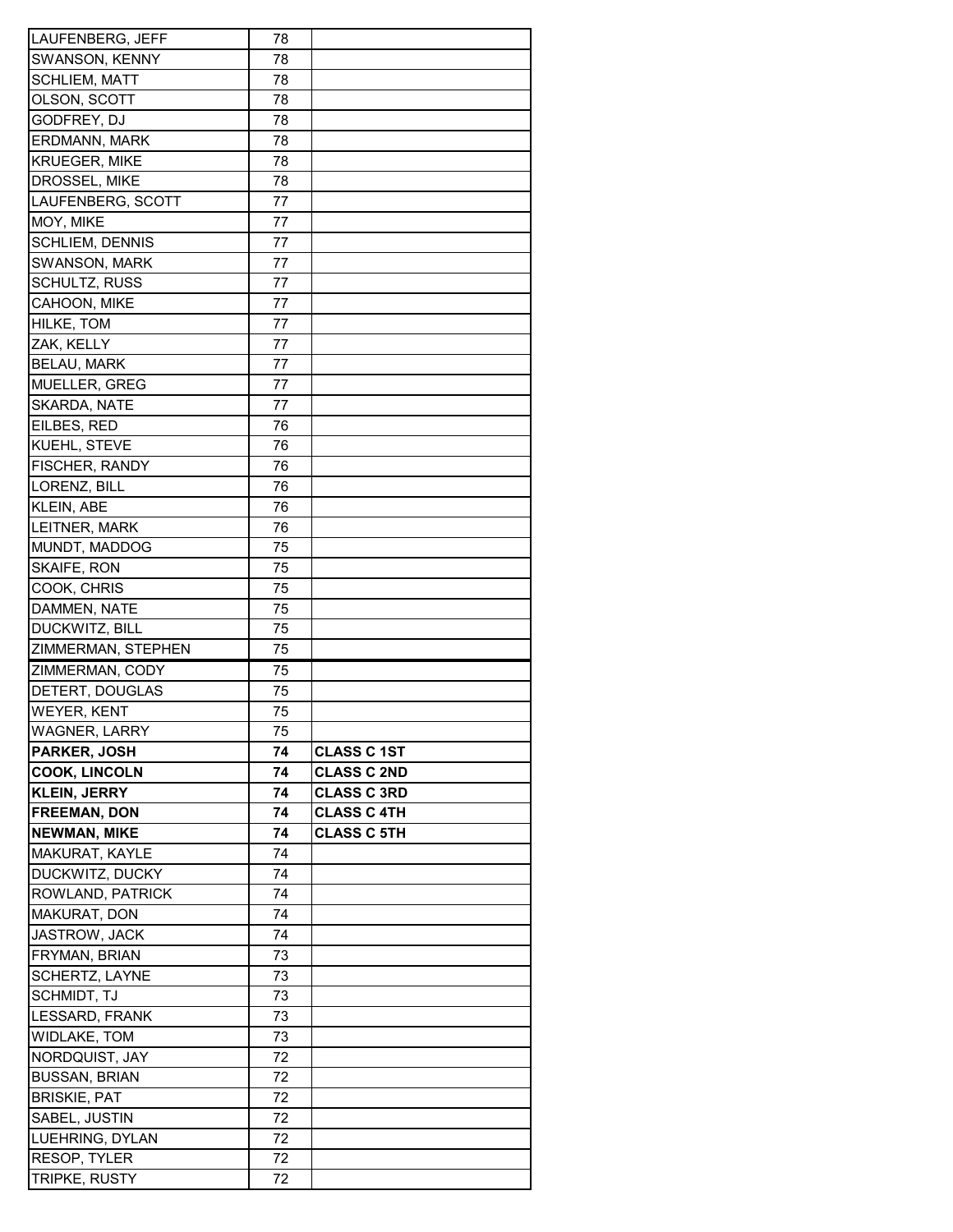| | | |
|---|---|---|
| LAUFENBERG, JEFF | 78 | |
| SWANSON, KENNY | 78 | |
| SCHLIEM, MATT | 78 | |
| OLSON, SCOTT | 78 | |
| GODFREY, DJ | 78 | |
| ERDMANN, MARK | 78 | |
| KRUEGER, MIKE | 78 | |
| DROSSEL, MIKE | 78 | |
| LAUFENBERG, SCOTT | 77 | |
| MOY, MIKE | 77 | |
| SCHLIEM, DENNIS | 77 | |
| SWANSON, MARK | 77 | |
| SCHULTZ, RUSS | 77 | |
| CAHOON, MIKE | 77 | |
| HILKE, TOM | 77 | |
| ZAK, KELLY | 77 | |
| BELAU, MARK | 77 | |
| MUELLER, GREG | 77 | |
| SKARDA, NATE | 77 | |
| EILBES, RED | 76 | |
| KUEHL, STEVE | 76 | |
| FISCHER, RANDY | 76 | |
| LORENZ, BILL | 76 | |
| KLEIN, ABE | 76 | |
| LEITNER, MARK | 76 | |
| MUNDT, MADDOG | 75 | |
| SKAIFE, RON | 75 | |
| COOK, CHRIS | 75 | |
| DAMMEN, NATE | 75 | |
| DUCKWITZ, BILL | 75 | |
| ZIMMERMAN, STEPHEN | 75 | |
| ZIMMERMAN, CODY | 75 | |
| DETERT, DOUGLAS | 75 | |
| WEYER, KENT | 75 | |
| WAGNER, LARRY | 75 | |
| **PARKER, JOSH** | **74** | **CLASS C 1ST** |
| **COOK, LINCOLN** | **74** | **CLASS C 2ND** |
| **KLEIN, JERRY** | **74** | **CLASS C 3RD** |
| **FREEMAN, DON** | **74** | **CLASS C 4TH** |
| **NEWMAN, MIKE** | **74** | **CLASS C 5TH** |
| MAKURAT, KAYLE | 74 | |
| DUCKWITZ, DUCKY | 74 | |
| ROWLAND, PATRICK | 74 | |
| MAKURAT, DON | 74 | |
| JASTROW, JACK | 74 | |
| FRYMAN, BRIAN | 73 | |
| SCHERTZ, LAYNE | 73 | |
| SCHMIDT, TJ | 73 | |
| LESSARD, FRANK | 73 | |
| WIDLAKE, TOM | 73 | |
| NORDQUIST, JAY | 72 | |
| BUSSAN, BRIAN | 72 | |
| BRISKIE, PAT | 72 | |
| SABEL, JUSTIN | 72 | |
| LUEHRING, DYLAN | 72 | |
| RESOP, TYLER | 72 | |
| TRIPKE, RUSTY | 72 | |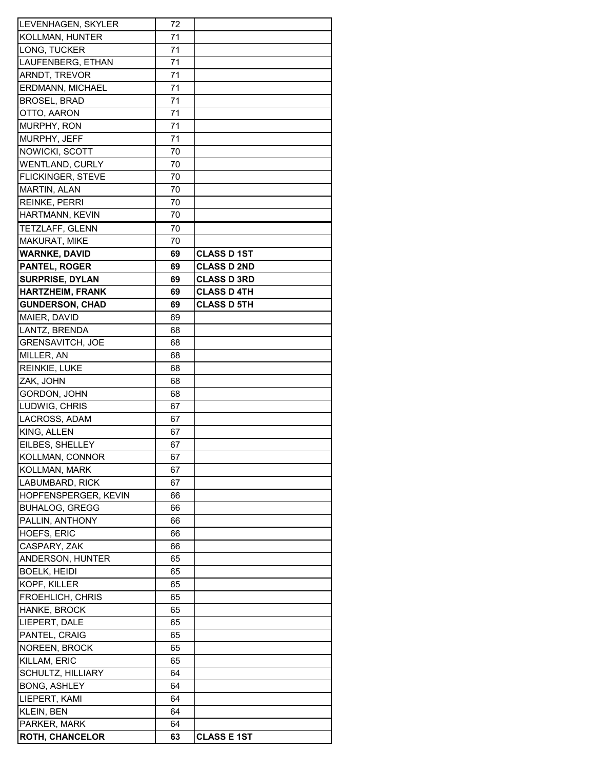| | | |
|---|---|---|
| LEVENHAGEN, SKYLER | 72 | |
| KOLLMAN, HUNTER | 71 | |
| LONG, TUCKER | 71 | |
| LAUFENBERG, ETHAN | 71 | |
| ARNDT, TREVOR | 71 | |
| ERDMANN, MICHAEL | 71 | |
| BROSEL, BRAD | 71 | |
| OTTO, AARON | 71 | |
| MURPHY, RON | 71 | |
| MURPHY, JEFF | 71 | |
| NOWICKI, SCOTT | 70 | |
| WENTLAND, CURLY | 70 | |
| FLICKINGER, STEVE | 70 | |
| MARTIN, ALAN | 70 | |
| REINKE, PERRI | 70 | |
| HARTMANN, KEVIN | 70 | |
| TETZLAFF, GLENN | 70 | |
| MAKURAT, MIKE | 70 | |
| **WARNKE, DAVID** | **69** | **CLASS D 1ST** |
| **PANTEL, ROGER** | **69** | **CLASS D 2ND** |
| **SURPRISE, DYLAN** | **69** | **CLASS D 3RD** |
| **HARTZHEIM, FRANK** | **69** | **CLASS D 4TH** |
| **GUNDERSON, CHAD** | **69** | **CLASS D 5TH** |
| MAIER, DAVID | 69 | |
| LANTZ, BRENDA | 68 | |
| GRENSAVITCH, JOE | 68 | |
| MILLER, AN | 68 | |
| REINKIE, LUKE | 68 | |
| ZAK, JOHN | 68 | |
| GORDON, JOHN | 68 | |
| LUDWIG, CHRIS | 67 | |
| LACROSS, ADAM | 67 | |
| KING, ALLEN | 67 | |
| EILBES, SHELLEY | 67 | |
| KOLLMAN, CONNOR | 67 | |
| KOLLMAN, MARK | 67 | |
| LABUMBARD, RICK | 67 | |
| HOPFENSPERGER, KEVIN | 66 | |
| BUHALOG, GREGG | 66 | |
| PALLIN, ANTHONY | 66 | |
| HOEFS, ERIC | 66 | |
| CASPARY, ZAK | 66 | |
| ANDERSON, HUNTER | 65 | |
| BOELK, HEIDI | 65 | |
| KOPF, KILLER | 65 | |
| FROEHLICH, CHRIS | 65 | |
| HANKE, BROCK | 65 | |
| LIEPERT, DALE | 65 | |
| PANTEL, CRAIG | 65 | |
| NOREEN, BROCK | 65 | |
| KILLAM, ERIC | 65 | |
| SCHULTZ, HILLIARY | 64 | |
| BONG, ASHLEY | 64 | |
| LIEPERT, KAMI | 64 | |
| KLEIN, BEN | 64 | |
| PARKER, MARK | 64 | |
| **ROTH, CHANCELOR** | **63** | **CLASS E 1ST** |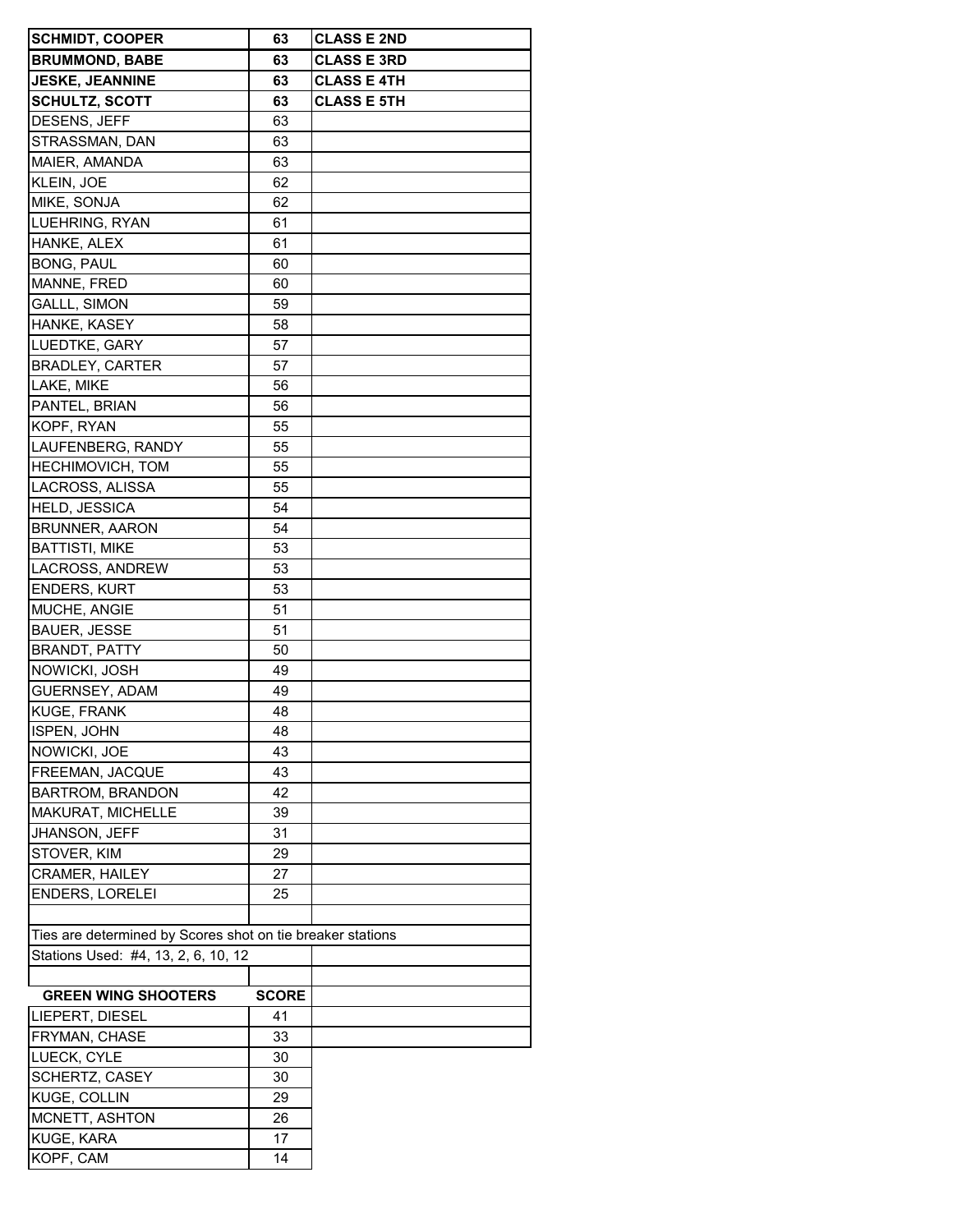| | | |
|---|---|---|
| **SCHMIDT, COOPER** | **63** | **CLASS E 2ND** |
| **BRUMMOND, BABE** | **63** | **CLASS E 3RD** |
| **JESKE, JEANNINE** | **63** | **CLASS E 4TH** |
| **SCHULTZ, SCOTT** | **63** | **CLASS E 5TH** |
| DESENS, JEFF | 63 | |
| STRASSMAN, DAN | 63 | |
| MAIER, AMANDA | 63 | |
| KLEIN, JOE | 62 | |
| MIKE, SONJA | 62 | |
| LUEHRING, RYAN | 61 | |
| HANKE, ALEX | 61 | |
| BONG, PAUL | 60 | |
| MANNE, FRED | 60 | |
| GALLL, SIMON | 59 | |
| HANKE, KASEY | 58 | |
| LUEDTKE, GARY | 57 | |
| BRADLEY, CARTER | 57 | |
| LAKE, MIKE | 56 | |
| PANTEL, BRIAN | 56 | |
| KOPF, RYAN | 55 | |
| LAUFENBERG, RANDY | 55 | |
| HECHIMOVICH, TOM | 55 | |
| LACROSS, ALISSA | 55 | |
| HELD, JESSICA | 54 | |
| BRUNNER, AARON | 54 | |
| BATTISTI, MIKE | 53 | |
| LACROSS, ANDREW | 53 | |
| ENDERS, KURT | 53 | |
| MUCHE, ANGIE | 51 | |
| BAUER, JESSE | 51 | |
| BRANDT, PATTY | 50 | |
| NOWICKI, JOSH | 49 | |
| GUERNSEY, ADAM | 49 | |
| KUGE, FRANK | 48 | |
| ISPEN, JOHN | 48 | |
| NOWICKI, JOE | 43 | |
| FREEMAN, JACQUE | 43 | |
| BARTROM, BRANDON | 42 | |
| MAKURAT, MICHELLE | 39 | |
| JHANSON, JEFF | 31 | |
| STOVER, KIM | 29 | |
| CRAMER, HAILEY | 27 | |
| ENDERS, LORELEI | 25 | |

Ties are determined by Scores shot on tie breaker stations

Stations Used: #4, 13, 2, 6, 10, 12

| **GREEN WING SHOOTERS** | **SCORE** |
|---|---|
| LIEPERT, DIESEL | 41 |
| FRYMAN, CHASE | 33 |
| LUECK, CYLE | 30 |
| SCHERTZ, CASEY | 30 |
| KUGE, COLLIN | 29 |
| MCNETT, ASHTON | 26 |
| KUGE, KARA | 17 |
| KOPF, CAM | 14 |